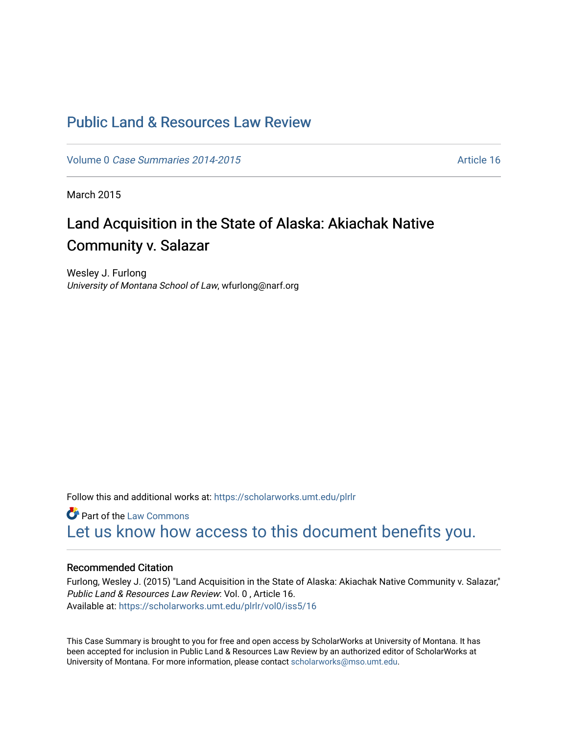# Public Land & Resources Law Review

Volume 0 *Case Summaries 2014-2015* Article 16

March 2015

## Land Acquisition in the State of Alaska: Akiachak Native Community v. Salazar

Wesley J. Furlong
*University of Montana School of Law*, wfurlong@narf.org

Follow this and additional works at: https://scholarworks.umt.edu/plrlr

Part of the Law Commons

Let us know how access to this document benefits you.

### Recommended Citation

Furlong, Wesley J. (2015) "Land Acquisition in the State of Alaska: Akiachak Native Community v. Salazar," *Public Land & Resources Law Review*: Vol. 0 , Article 16.
Available at: https://scholarworks.umt.edu/plrlr/vol0/iss5/16

This Case Summary is brought to you for free and open access by ScholarWorks at University of Montana. It has been accepted for inclusion in Public Land & Resources Law Review by an authorized editor of ScholarWorks at University of Montana. For more information, please contact scholarworks@mso.umt.edu.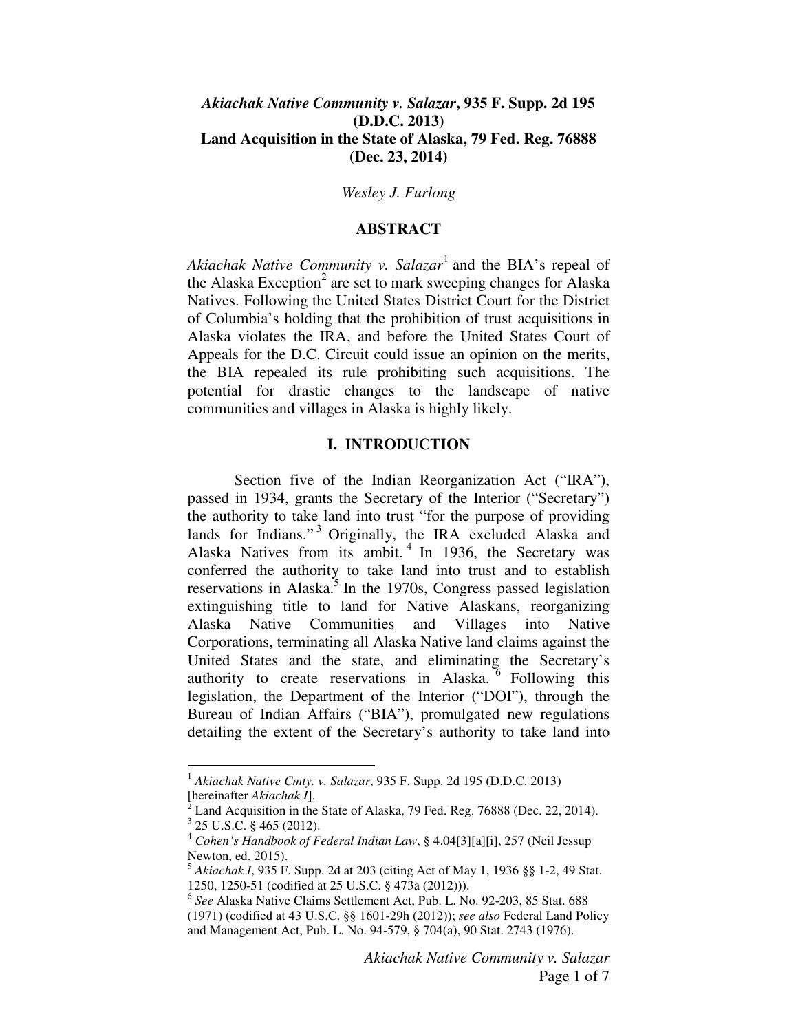**Akiachak Native Community v. Salazar, 935 F. Supp. 2d 195 (D.D.C. 2013)**
**Land Acquisition in the State of Alaska, 79 Fed. Reg. 76888 (Dec. 23, 2014)**

*Wesley J. Furlong*

## ABSTRACT

*Akiachak Native Community v. Salazar*[1] and the BIA's repeal of the Alaska Exception[2] are set to mark sweeping changes for Alaska Natives. Following the United States District Court for the District of Columbia's holding that the prohibition of trust acquisitions in Alaska violates the IRA, and before the United States Court of Appeals for the D.C. Circuit could issue an opinion on the merits, the BIA repealed its rule prohibiting such acquisitions. The potential for drastic changes to the landscape of native communities and villages in Alaska is highly likely.

## I. INTRODUCTION

Section five of the Indian Reorganization Act ("IRA"), passed in 1934, grants the Secretary of the Interior ("Secretary") the authority to take land into trust "for the purpose of providing lands for Indians."[3] Originally, the IRA excluded Alaska and Alaska Natives from its ambit.[4] In 1936, the Secretary was conferred the authority to take land into trust and to establish reservations in Alaska.[5] In the 1970s, Congress passed legislation extinguishing title to land for Native Alaskans, reorganizing Alaska Native Communities and Villages into Native Corporations, terminating all Alaska Native land claims against the United States and the state, and eliminating the Secretary's authority to create reservations in Alaska.[6] Following this legislation, the Department of the Interior ("DOI"), through the Bureau of Indian Affairs ("BIA"), promulgated new regulations detailing the extent of the Secretary's authority to take land into

---

[1] *Akiachak Native Cmty. v. Salazar*, 935 F. Supp. 2d 195 (D.D.C. 2013) [hereinafter *Akiachak I*].

[2] Land Acquisition in the State of Alaska, 79 Fed. Reg. 76888 (Dec. 22, 2014).

[3] 25 U.S.C. § 465 (2012).

[4] *Cohen's Handbook of Federal Indian Law*, § 4.04[3][a][i], 257 (Neil Jessup Newton, ed. 2015).

[5] *Akiachak I*, 935 F. Supp. 2d at 203 (citing Act of May 1, 1936 §§ 1-2, 49 Stat. 1250, 1250-51 (codified at 25 U.S.C. § 473a (2012))).

[6] *See* Alaska Native Claims Settlement Act, Pub. L. No. 92-203, 85 Stat. 688 (1971) (codified at 43 U.S.C. §§ 1601-29h (2012)); *see also* Federal Land Policy and Management Act, Pub. L. No. 94-579, § 704(a), 90 Stat. 2743 (1976).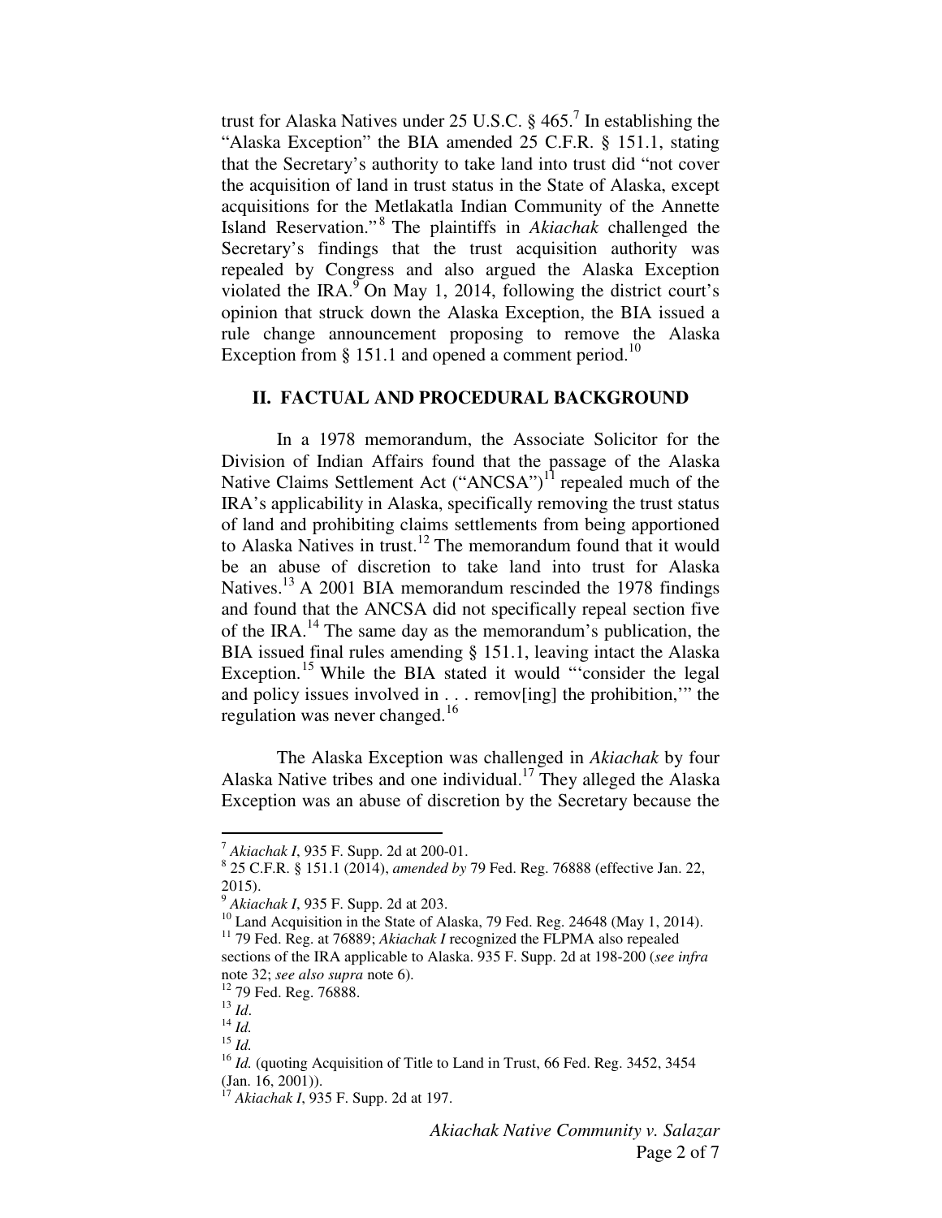trust for Alaska Natives under 25 U.S.C. § 465.[7] In establishing the "Alaska Exception" the BIA amended 25 C.F.R. § 151.1, stating that the Secretary's authority to take land into trust did "not cover the acquisition of land in trust status in the State of Alaska, except acquisitions for the Metlakatla Indian Community of the Annette Island Reservation."[8] The plaintiffs in *Akiachak* challenged the Secretary's findings that the trust acquisition authority was repealed by Congress and also argued the Alaska Exception violated the IRA.[9] On May 1, 2014, following the district court's opinion that struck down the Alaska Exception, the BIA issued a rule change announcement proposing to remove the Alaska Exception from § 151.1 and opened a comment period.[10]

## II. FACTUAL AND PROCEDURAL BACKGROUND

In a 1978 memorandum, the Associate Solicitor for the Division of Indian Affairs found that the passage of the Alaska Native Claims Settlement Act ("ANCSA")[11] repealed much of the IRA's applicability in Alaska, specifically removing the trust status of land and prohibiting claims settlements from being apportioned to Alaska Natives in trust.[12] The memorandum found that it would be an abuse of discretion to take land into trust for Alaska Natives.[13] A 2001 BIA memorandum rescinded the 1978 findings and found that the ANCSA did not specifically repeal section five of the IRA.[14] The same day as the memorandum's publication, the BIA issued final rules amending § 151.1, leaving intact the Alaska Exception.[15] While the BIA stated it would "'consider the legal and policy issues involved in . . . remov[ing] the prohibition,'" the regulation was never changed.[16]

The Alaska Exception was challenged in *Akiachak* by four Alaska Native tribes and one individual.[17] They alleged the Alaska Exception was an abuse of discretion by the Secretary because the

---

[7] *Akiachak I*, 935 F. Supp. 2d at 200-01.

[8] 25 C.F.R. § 151.1 (2014), *amended by* 79 Fed. Reg. 76888 (effective Jan. 22, 2015).

[9] *Akiachak I*, 935 F. Supp. 2d at 203.

[10] Land Acquisition in the State of Alaska, 79 Fed. Reg. 24648 (May 1, 2014).

[11] 79 Fed. Reg. at 76889; *Akiachak I* recognized the FLPMA also repealed sections of the IRA applicable to Alaska. 935 F. Supp. 2d at 198-200 (*see infra* note 32; *see also supra* note 6).

[12] 79 Fed. Reg. 76888.

[13] *Id*.

[14] *Id.*

[15] *Id.*

[16] *Id.* (quoting Acquisition of Title to Land in Trust, 66 Fed. Reg. 3452, 3454 (Jan. 16, 2001)).

[17] *Akiachak I*, 935 F. Supp. 2d at 197.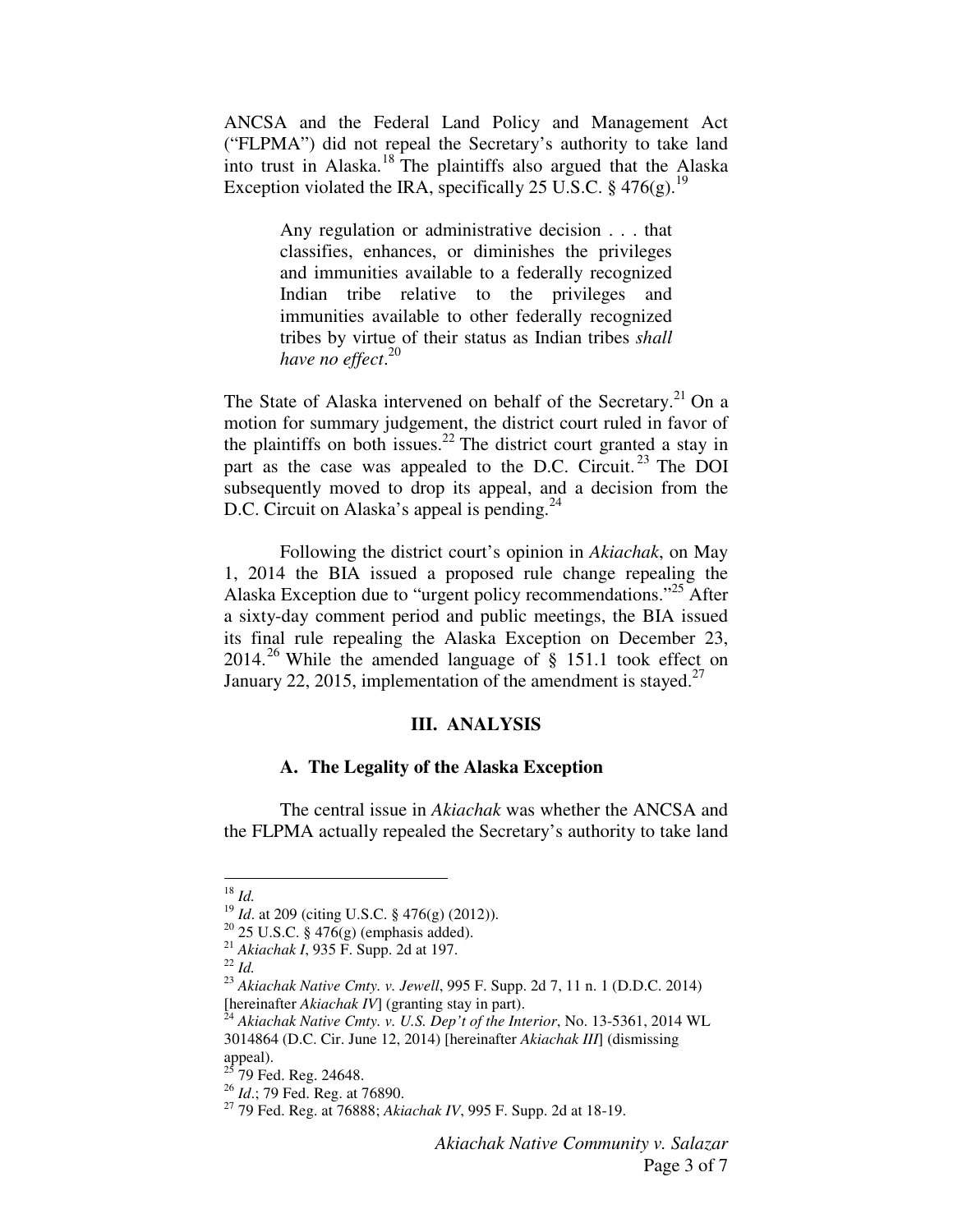ANCSA and the Federal Land Policy and Management Act ("FLPMA") did not repeal the Secretary's authority to take land into trust in Alaska.[18] The plaintiffs also argued that the Alaska Exception violated the IRA, specifically 25 U.S.C. § 476(g).[19]

> Any regulation or administrative decision . . . that classifies, enhances, or diminishes the privileges and immunities available to a federally recognized Indian tribe relative to the privileges and immunities available to other federally recognized tribes by virtue of their status as Indian tribes *shall have no effect*.[20]

The State of Alaska intervened on behalf of the Secretary.[21] On a motion for summary judgement, the district court ruled in favor of the plaintiffs on both issues.[22] The district court granted a stay in part as the case was appealed to the D.C. Circuit.[23] The DOI subsequently moved to drop its appeal, and a decision from the D.C. Circuit on Alaska's appeal is pending.[24]

Following the district court's opinion in *Akiachak*, on May 1, 2014 the BIA issued a proposed rule change repealing the Alaska Exception due to "urgent policy recommendations."[25] After a sixty-day comment period and public meetings, the BIA issued its final rule repealing the Alaska Exception on December 23, 2014.[26] While the amended language of § 151.1 took effect on January 22, 2015, implementation of the amendment is stayed.[27]

## III. ANALYSIS

### A. The Legality of the Alaska Exception

The central issue in *Akiachak* was whether the ANCSA and the FLPMA actually repealed the Secretary's authority to take land

---

[18] *Id.*

[19] *Id*. at 209 (citing U.S.C. § 476(g) (2012)).

[20] 25 U.S.C. § 476(g) (emphasis added).

[21] *Akiachak I*, 935 F. Supp. 2d at 197.

[22] *Id.*

[23] *Akiachak Native Cmty. v. Jewell*, 995 F. Supp. 2d 7, 11 n. 1 (D.D.C. 2014) [hereinafter *Akiachak IV*] (granting stay in part).

[24] *Akiachak Native Cmty. v. U.S. Dep't of the Interior*, No. 13-5361, 2014 WL 3014864 (D.C. Cir. June 12, 2014) [hereinafter *Akiachak III*] (dismissing appeal).

[25] 79 Fed. Reg. 24648.

[26] *Id*.; 79 Fed. Reg. at 76890.

[27] 79 Fed. Reg. at 76888; *Akiachak IV*, 995 F. Supp. 2d at 18-19.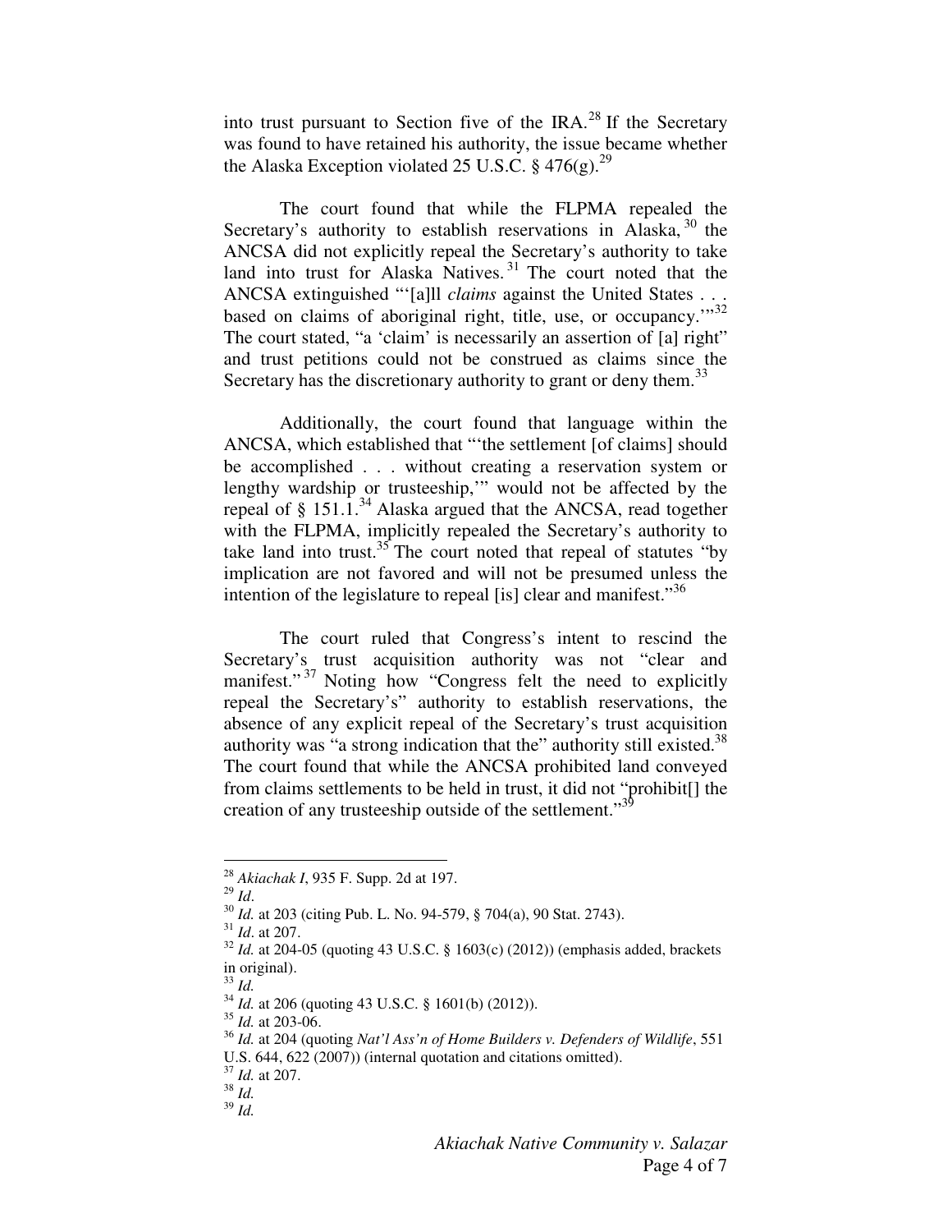into trust pursuant to Section five of the IRA.[28] If the Secretary was found to have retained his authority, the issue became whether the Alaska Exception violated 25 U.S.C. § 476(g).[29]

The court found that while the FLPMA repealed the Secretary's authority to establish reservations in Alaska,[30] the ANCSA did not explicitly repeal the Secretary's authority to take land into trust for Alaska Natives.[31] The court noted that the ANCSA extinguished "'[a]ll *claims* against the United States . . . based on claims of aboriginal right, title, use, or occupancy.'"[32] The court stated, "a 'claim' is necessarily an assertion of [a] right" and trust petitions could not be construed as claims since the Secretary has the discretionary authority to grant or deny them.[33]

Additionally, the court found that language within the ANCSA, which established that "'the settlement [of claims] should be accomplished . . . without creating a reservation system or lengthy wardship or trusteeship,'" would not be affected by the repeal of § 151.1.[34] Alaska argued that the ANCSA, read together with the FLPMA, implicitly repealed the Secretary's authority to take land into trust.[35] The court noted that repeal of statutes "by implication are not favored and will not be presumed unless the intention of the legislature to repeal [is] clear and manifest."[36]

The court ruled that Congress's intent to rescind the Secretary's trust acquisition authority was not "clear and manifest."[37] Noting how "Congress felt the need to explicitly repeal the Secretary's" authority to establish reservations, the absence of any explicit repeal of the Secretary's trust acquisition authority was "a strong indication that the" authority still existed.[38] The court found that while the ANCSA prohibited land conveyed from claims settlements to be held in trust, it did not "prohibit[] the creation of any trusteeship outside of the settlement."[39]

---

[28] *Akiachak I*, 935 F. Supp. 2d at 197.
[29] *Id*.
[30] *Id.* at 203 (citing Pub. L. No. 94-579, § 704(a), 90 Stat. 2743).
[31] *Id*. at 207.
[32] *Id.* at 204-05 (quoting 43 U.S.C. § 1603(c) (2012)) (emphasis added, brackets in original).
[33] *Id.*
[34] *Id.* at 206 (quoting 43 U.S.C. § 1601(b) (2012)).
[35] *Id.* at 203-06.
[36] *Id.* at 204 (quoting *Nat'l Ass'n of Home Builders v. Defenders of Wildlife*, 551 U.S. 644, 622 (2007)) (internal quotation and citations omitted).
[37] *Id.* at 207.
[38] *Id.*
[39] *Id.*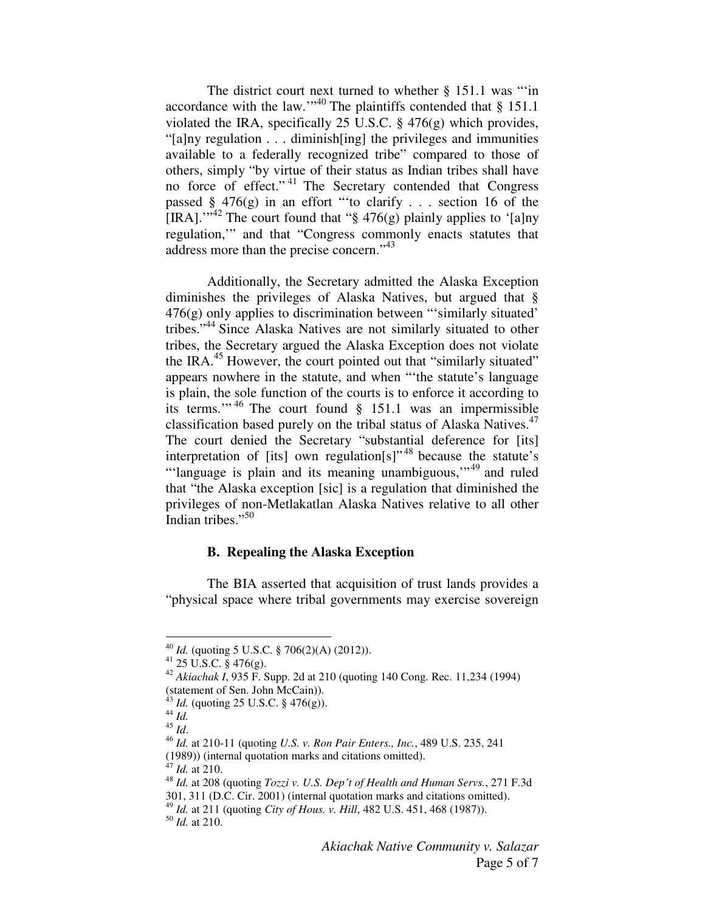The district court next turned to whether § 151.1 was "'in accordance with the law.'"[40] The plaintiffs contended that § 151.1 violated the IRA, specifically 25 U.S.C. § 476(g) which provides, "[a]ny regulation . . . diminish[ing] the privileges and immunities available to a federally recognized tribe" compared to those of others, simply "by virtue of their status as Indian tribes shall have no force of effect."[41] The Secretary contended that Congress passed § 476(g) in an effort "'to clarify . . . section 16 of the [IRA].'"[42] The court found that "§ 476(g) plainly applies to '[a]ny regulation,'" and that "Congress commonly enacts statutes that address more than the precise concern."[43]

Additionally, the Secretary admitted the Alaska Exception diminishes the privileges of Alaska Natives, but argued that § 476(g) only applies to discrimination between "'similarly situated' tribes."[44] Since Alaska Natives are not similarly situated to other tribes, the Secretary argued the Alaska Exception does not violate the IRA.[45] However, the court pointed out that "similarly situated" appears nowhere in the statute, and when "'the statute's language is plain, the sole function of the courts is to enforce it according to its terms.'"[46] The court found § 151.1 was an impermissible classification based purely on the tribal status of Alaska Natives.[47] The court denied the Secretary "substantial deference for [its] interpretation of [its] own regulation[s]"[48] because the statute's "'language is plain and its meaning unambiguous,'"[49] and ruled that "the Alaska exception [sic] is a regulation that diminished the privileges of non-Metlakatlan Alaska Natives relative to all other Indian tribes."[50]

### B. Repealing the Alaska Exception

The BIA asserted that acquisition of trust lands provides a "physical space where tribal governments may exercise sovereign

---

[40] *Id.* (quoting 5 U.S.C. § 706(2)(A) (2012)).
[41] 25 U.S.C. § 476(g).
[42] *Akiachak I*, 935 F. Supp. 2d at 210 (quoting 140 Cong. Rec. 11,234 (1994) (statement of Sen. John McCain)).
[43] *Id.* (quoting 25 U.S.C. § 476(g)).
[44] *Id.*
[45] *Id*.
[46] *Id.* at 210-11 (quoting *U.S. v. Ron Pair Enters., Inc.*, 489 U.S. 235, 241 (1989)) (internal quotation marks and citations omitted).
[47] *Id.* at 210.
[48] *Id.* at 208 (quoting *Tozzi v. U.S. Dep't of Health and Human Servs.*, 271 F.3d 301, 311 (D.C. Cir. 2001) (internal quotation marks and citations omitted).
[49] *Id.* at 211 (quoting *City of Hous. v. Hill*, 482 U.S. 451, 468 (1987)).
[50] *Id.* at 210.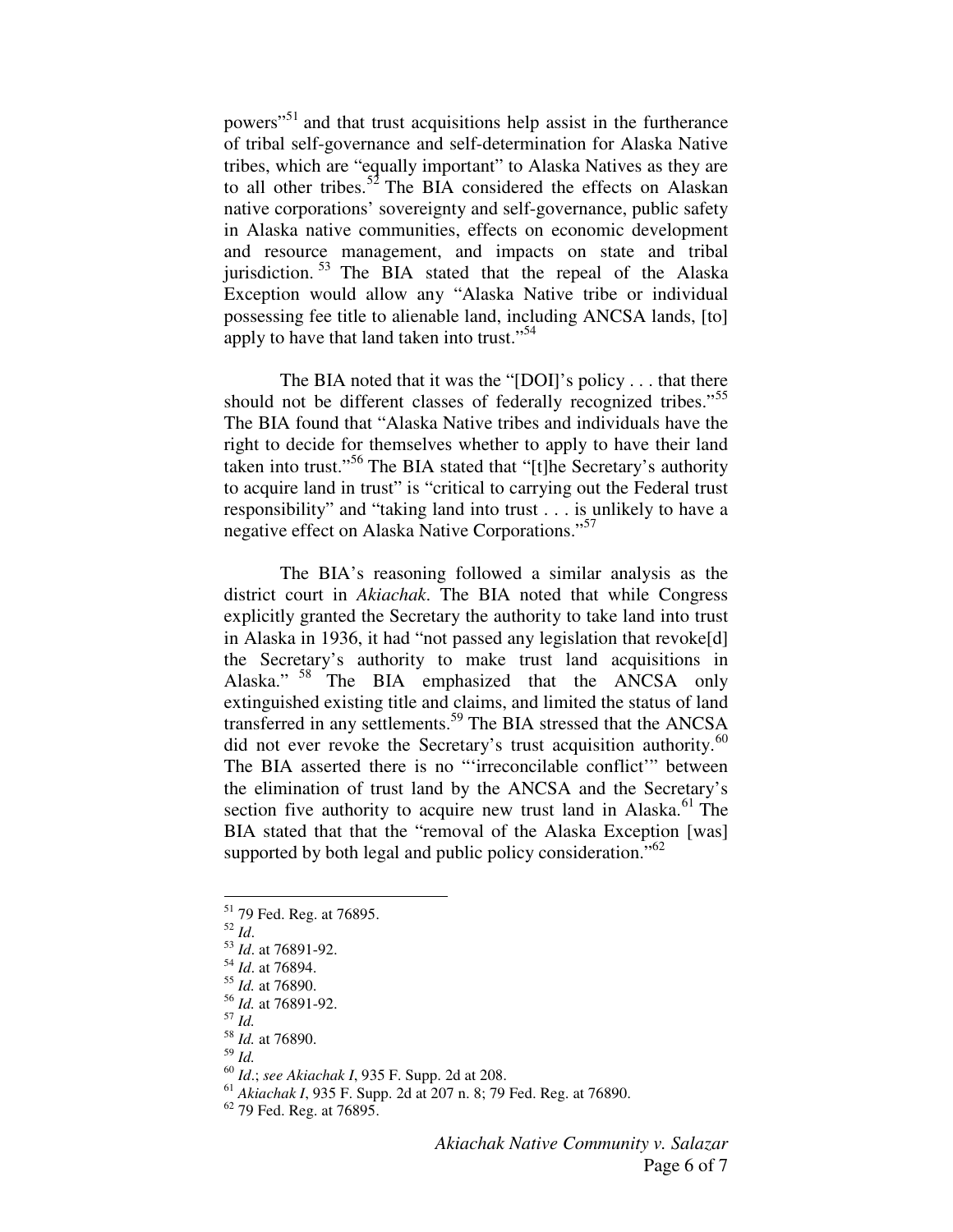powers"[51] and that trust acquisitions help assist in the furtherance of tribal self-governance and self-determination for Alaska Native tribes, which are "equally important" to Alaska Natives as they are to all other tribes.[52] The BIA considered the effects on Alaskan native corporations' sovereignty and self-governance, public safety in Alaska native communities, effects on economic development and resource management, and impacts on state and tribal jurisdiction.[53] The BIA stated that the repeal of the Alaska Exception would allow any "Alaska Native tribe or individual possessing fee title to alienable land, including ANCSA lands, [to] apply to have that land taken into trust."[54]

The BIA noted that it was the "[DOI]'s policy . . . that there should not be different classes of federally recognized tribes."[55] The BIA found that "Alaska Native tribes and individuals have the right to decide for themselves whether to apply to have their land taken into trust."[56] The BIA stated that "[t]he Secretary's authority to acquire land in trust" is "critical to carrying out the Federal trust responsibility" and "taking land into trust . . . is unlikely to have a negative effect on Alaska Native Corporations."[57]

The BIA's reasoning followed a similar analysis as the district court in *Akiachak*. The BIA noted that while Congress explicitly granted the Secretary the authority to take land into trust in Alaska in 1936, it had "not passed any legislation that revoke[d] the Secretary's authority to make trust land acquisitions in Alaska."[58] The BIA emphasized that the ANCSA only extinguished existing title and claims, and limited the status of land transferred in any settlements.[59] The BIA stressed that the ANCSA did not ever revoke the Secretary's trust acquisition authority.[60] The BIA asserted there is no "'irreconcilable conflict'" between the elimination of trust land by the ANCSA and the Secretary's section five authority to acquire new trust land in Alaska.[61] The BIA stated that that the "removal of the Alaska Exception [was] supported by both legal and public policy consideration."[62]

---

[51] 79 Fed. Reg. at 76895.
[52] *Id*.
[53] *Id*. at 76891-92.
[54] *Id*. at 76894.
[55] *Id.* at 76890.
[56] *Id.* at 76891-92.
[57] *Id.*
[58] *Id.* at 76890.
[59] *Id.*
[60] *Id*.; *see Akiachak I*, 935 F. Supp. 2d at 208.
[61] *Akiachak I*, 935 F. Supp. 2d at 207 n. 8; 79 Fed. Reg. at 76890.
[62] 79 Fed. Reg. at 76895.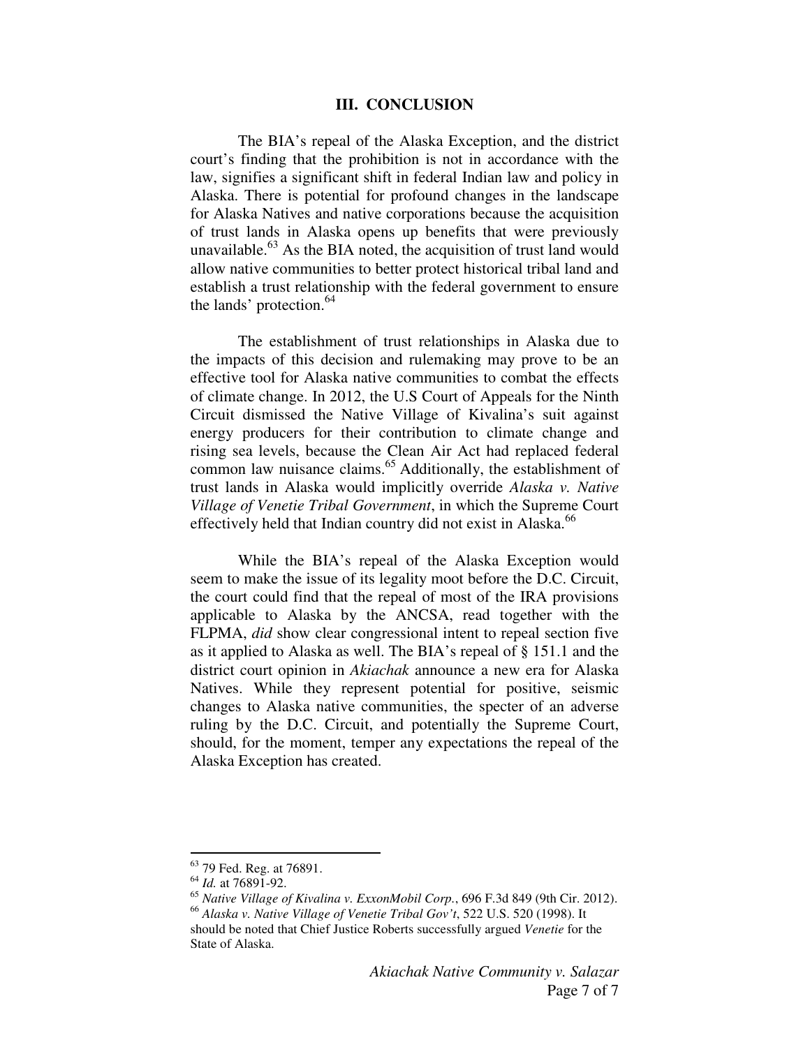## III. CONCLUSION

The BIA's repeal of the Alaska Exception, and the district court's finding that the prohibition is not in accordance with the law, signifies a significant shift in federal Indian law and policy in Alaska. There is potential for profound changes in the landscape for Alaska Natives and native corporations because the acquisition of trust lands in Alaska opens up benefits that were previously unavailable.[63] As the BIA noted, the acquisition of trust land would allow native communities to better protect historical tribal land and establish a trust relationship with the federal government to ensure the lands' protection.[64]

The establishment of trust relationships in Alaska due to the impacts of this decision and rulemaking may prove to be an effective tool for Alaska native communities to combat the effects of climate change. In 2012, the U.S Court of Appeals for the Ninth Circuit dismissed the Native Village of Kivalina's suit against energy producers for their contribution to climate change and rising sea levels, because the Clean Air Act had replaced federal common law nuisance claims.[65] Additionally, the establishment of trust lands in Alaska would implicitly override *Alaska v. Native Village of Venetie Tribal Government*, in which the Supreme Court effectively held that Indian country did not exist in Alaska.[66]

While the BIA's repeal of the Alaska Exception would seem to make the issue of its legality moot before the D.C. Circuit, the court could find that the repeal of most of the IRA provisions applicable to Alaska by the ANCSA, read together with the FLPMA, *did* show clear congressional intent to repeal section five as it applied to Alaska as well. The BIA's repeal of § 151.1 and the district court opinion in *Akiachak* announce a new era for Alaska Natives. While they represent potential for positive, seismic changes to Alaska native communities, the specter of an adverse ruling by the D.C. Circuit, and potentially the Supreme Court, should, for the moment, temper any expectations the repeal of the Alaska Exception has created.

---

[63] 79 Fed. Reg. at 76891.

[64] *Id.* at 76891-92.

[65] *Native Village of Kivalina v. ExxonMobil Corp.*, 696 F.3d 849 (9th Cir. 2012).

[66] *Alaska v. Native Village of Venetie Tribal Gov't*, 522 U.S. 520 (1998). It should be noted that Chief Justice Roberts successfully argued *Venetie* for the State of Alaska.